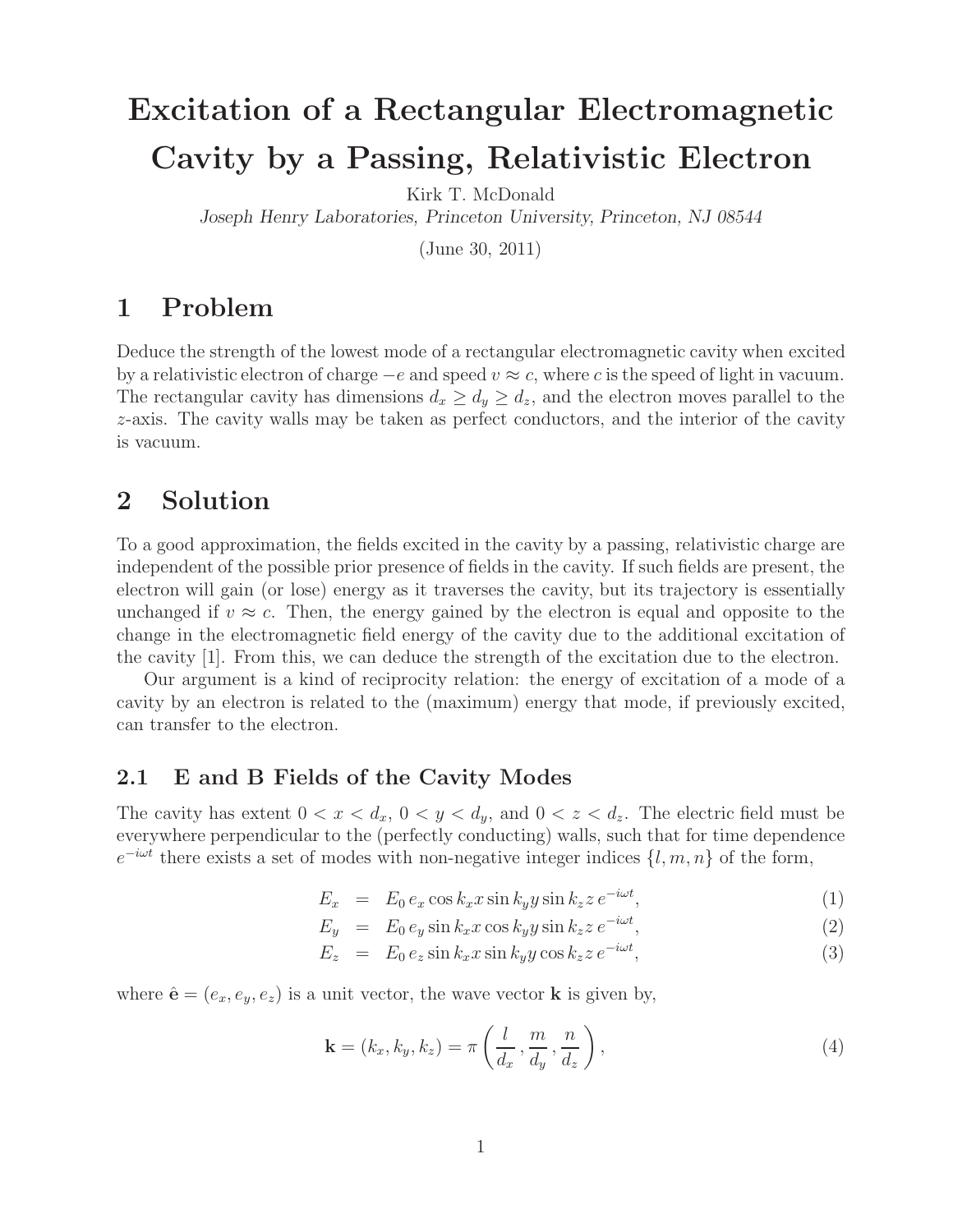# Excitation of a Rectangular Electromagnetic Cavity by a Passing, Relativistic Electron

Kirk T. McDonald

*Joseph Henry Laboratories, Princeton University, Princeton, NJ 08544*

(June 30, 2011)

## 1 Problem

Deduce the strength of the lowest mode of a rectangular electromagnetic cavity when excited by a relativistic electron of charge $-e$ and speed $v \approx c$, where $c$ is the speed of light in vacuum. The rectangular cavity has dimensions $d_x \geq d_y \geq d_z$, and the electron moves parallel to the $z$-axis. The cavity walls may be taken as perfect conductors, and the interior of the cavity is vacuum.

## 2 Solution

To a good approximation, the fields excited in the cavity by a passing, relativistic charge are independent of the possible prior presence of fields in the cavity. If such fields are present, the electron will gain (or lose) energy as it traverses the cavity, but its trajectory is essentially unchanged if $v \approx c$. Then, the energy gained by the electron is equal and opposite to the change in the electromagnetic field energy of the cavity due to the additional excitation of the cavity [1]. From this, we can deduce the strength of the excitation due to the electron.

Our argument is a kind of reciprocity relation: the energy of excitation of a mode of a cavity by an electron is related to the (maximum) energy that mode, if previously excited, can transfer to the electron.

### 2.1 E and B Fields of the Cavity Modes

The cavity has extent $0 < x < d_x$, $0 < y < d_y$, and $0 < z < d_z$. The electric field must be everywhere perpendicular to the (perfectly conducting) walls, such that for time dependence $e^{-i\omega t}$ there exists a set of modes with non-negative integer indices $\{l, m, n\}$ of the form,

$$E_x = E_0 \, e_x \cos k_x x \sin k_y y \sin k_z z \, e^{-i\omega t}, \tag{1}$$

$$E_y = E_0 \, e_y \sin k_x x \cos k_y y \sin k_z z \, e^{-i\omega t}, \tag{2}$$

$$E_z = E_0 \, e_z \sin k_x x \sin k_y y \cos k_z z \, e^{-i\omega t}, \tag{3}$$

where $\hat{\mathbf{e}} = (e_x, e_y, e_z)$ is a unit vector, the wave vector $\mathbf{k}$ is given by,

$$\mathbf{k} = (k_x, k_y, k_z) = \pi \left( \frac{l}{d_x}, \frac{m}{d_y}, \frac{n}{d_z} \right), \tag{4}$$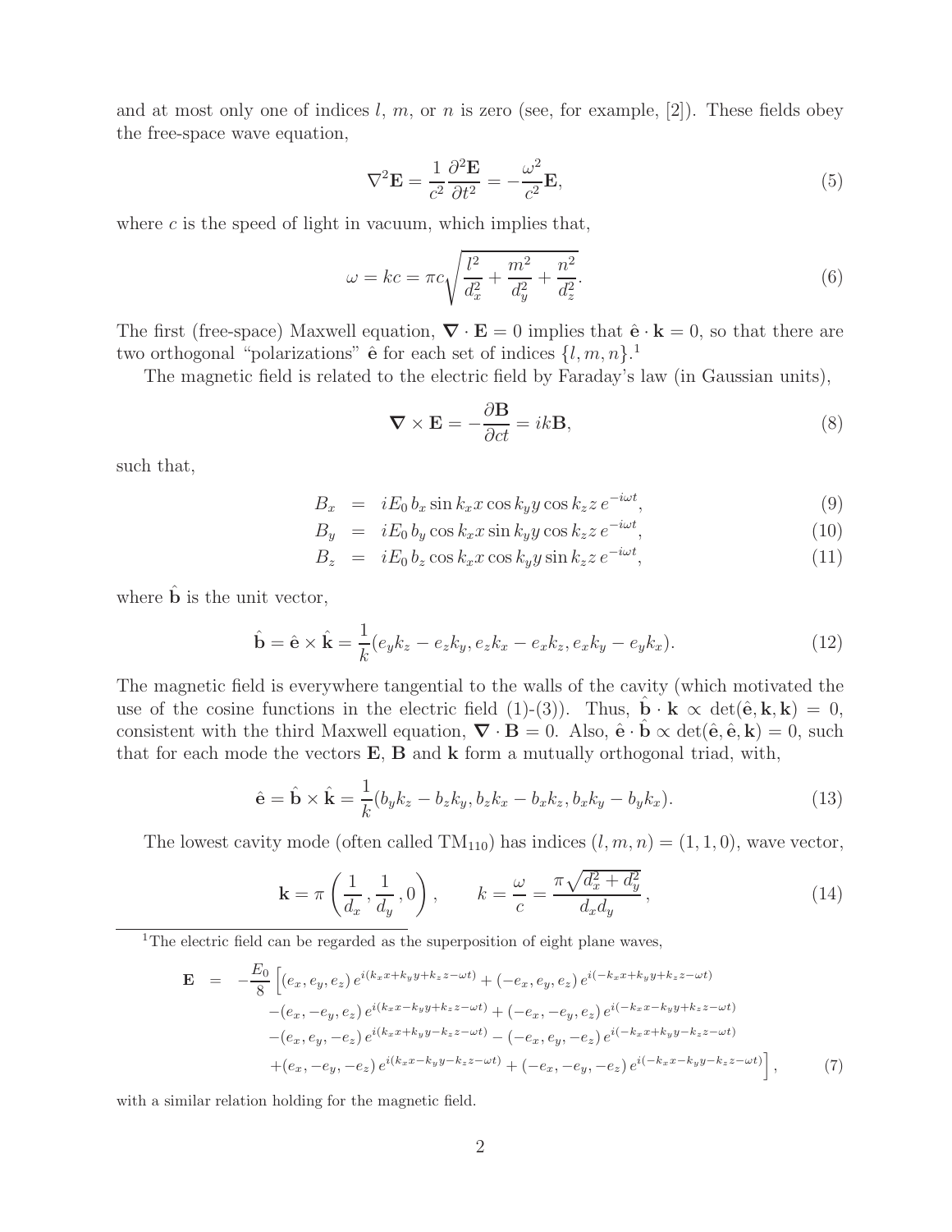and at most only one of indices $l$, $m$, or $n$ is zero (see, for example, [2]). These fields obey the free-space wave equation,

$$
\nabla^2 \mathbf{E} = \frac{1}{c^2}\frac{\partial^2 \mathbf{E}}{\partial t^2} = -\frac{\omega^2}{c^2}\mathbf{E}, \tag{5}
$$

where $c$ is the speed of light in vacuum, which implies that,

$$
\omega = kc = \pi c \sqrt{\frac{l^2}{d_x^2} + \frac{m^2}{d_y^2} + \frac{n^2}{d_z^2}}. \tag{6}
$$

The first (free-space) Maxwell equation, $\boldsymbol{\nabla} \cdot \mathbf{E} = 0$ implies that $\hat{\mathbf{e}} \cdot \mathbf{k} = 0$, so that there are two orthogonal "polarizations" $\hat{\mathbf{e}}$ for each set of indices $\{l, m, n\}$.[1]

The magnetic field is related to the electric field by Faraday's law (in Gaussian units),

$$
\boldsymbol{\nabla} \times \mathbf{E} = -\frac{\partial \mathbf{B}}{\partial ct} = ik\mathbf{B}, \tag{8}
$$

such that,

$$
B_x = iE_0\, b_x \sin k_x x \cos k_y y \cos k_z z\, e^{-i\omega t}, \tag{9}
$$

$$
B_y = iE_0\, b_y \cos k_x x \sin k_y y \cos k_z z\, e^{-i\omega t}, \tag{10}
$$

$$
B_z = iE_0\, b_z \cos k_x x \cos k_y y \sin k_z z\, e^{-i\omega t}, \tag{11}
$$

where $\hat{\mathbf{b}}$ is the unit vector,

$$
\hat{\mathbf{b}} = \hat{\mathbf{e}} \times \hat{\mathbf{k}} = \frac{1}{k}(e_y k_z - e_z k_y, e_z k_x - e_x k_z, e_x k_y - e_y k_x). \tag{12}
$$

The magnetic field is everywhere tangential to the walls of the cavity (which motivated the use of the cosine functions in the electric field (1)-(3)). Thus, $\hat{\mathbf{b}} \cdot \mathbf{k} \propto \det(\hat{\mathbf{e}}, \mathbf{k}, \mathbf{k}) = 0$, consistent with the third Maxwell equation, $\boldsymbol{\nabla} \cdot \mathbf{B} = 0$. Also, $\hat{\mathbf{e}} \cdot \hat{\mathbf{b}} \propto \det(\hat{\mathbf{e}}, \hat{\mathbf{e}}, \mathbf{k}) = 0$, such that for each mode the vectors $\mathbf{E}$, $\mathbf{B}$ and $\mathbf{k}$ form a mutually orthogonal triad, with,

$$
\hat{\mathbf{e}} = \hat{\mathbf{b}} \times \hat{\mathbf{k}} = \frac{1}{k}(b_y k_z - b_z k_y, b_z k_x - b_x k_z, b_x k_y - b_y k_x). \tag{13}
$$

The lowest cavity mode (often called $\mathrm{TM}_{110}$) has indices $(l, m, n) = (1, 1, 0)$, wave vector,

$$
\mathbf{k} = \pi\left(\frac{1}{d_x}, \frac{1}{d_y}, 0\right), \qquad k = \frac{\omega}{c} = \frac{\pi\sqrt{d_x^2 + d_y^2}}{d_x d_y}, \tag{14}
$$

---

[1] The electric field can be regarded as the superposition of eight plane waves,

$$
\begin{aligned}
\mathbf{E} = -\frac{E_0}{8}\Big[ & (e_x, e_y, e_z)\, e^{i(k_x x + k_y y + k_z z - \omega t)} + (-e_x, e_y, e_z)\, e^{i(-k_x x + k_y y + k_z z - \omega t)} \\
& -(e_x, -e_y, e_z)\, e^{i(k_x x - k_y y + k_z z - \omega t)} + (-e_x, -e_y, e_z)\, e^{i(-k_x x - k_y y + k_z z - \omega t)} \\
& -(e_x, e_y, -e_z)\, e^{i(k_x x + k_y y - k_z z - \omega t)} - (-e_x, e_y, -e_z)\, e^{i(-k_x x + k_y y - k_z z - \omega t)} \\
& +(e_x, -e_y, -e_z)\, e^{i(k_x x - k_y y - k_z z - \omega t)} + (-e_x, -e_y, -e_z)\, e^{i(-k_x x - k_y y - k_z z - \omega t)} \Big],
\end{aligned} \tag{7}
$$

with a similar relation holding for the magnetic field.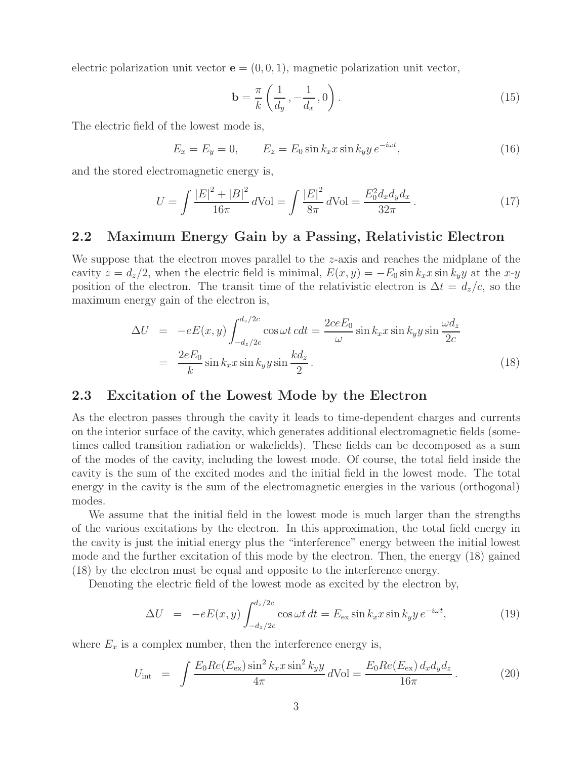electric polarization unit vector $\mathbf{e} = (0, 0, 1)$, magnetic polarization unit vector,

$$\mathbf{b} = \frac{\pi}{k}\left(\frac{1}{d_y}, -\frac{1}{d_x}, 0\right). \tag{15}$$

The electric field of the lowest mode is,

$$E_x = E_y = 0, \qquad E_z = E_0 \sin k_x x \sin k_y y\, e^{-i\omega t}, \tag{16}$$

and the stored electromagnetic energy is,

$$U = \int \frac{|E|^2 + |B|^2}{16\pi}\, d\text{Vol} = \int \frac{|E|^2}{8\pi}\, d\text{Vol} = \frac{E_0^2 d_x d_y d_x}{32\pi}. \tag{17}$$

## 2.2 Maximum Energy Gain by a Passing, Relativistic Electron

We suppose that the electron moves parallel to the $z$-axis and reaches the midplane of the cavity $z = d_z/2$, when the electric field is minimal, $E(x, y) = -E_0 \sin k_x x \sin k_y y$ at the $x$-$y$ position of the electron. The transit time of the relativistic electron is $\Delta t = d_z/c$, so the maximum energy gain of the electron is,

$$\begin{aligned}
\Delta U &= -eE(x,y)\int_{-d_z/2c}^{d_z/2c} \cos\omega t\, c dt = \frac{2ceE_0}{\omega}\sin k_x x \sin k_y y \sin\frac{\omega d_z}{2c} \\
&= \frac{2eE_0}{k}\sin k_x x \sin k_y y \sin\frac{k d_z}{2}.
\end{aligned} \tag{18}$$

## 2.3 Excitation of the Lowest Mode by the Electron

As the electron passes through the cavity it leads to time-dependent charges and currents on the interior surface of the cavity, which generates additional electromagnetic fields (sometimes called transition radiation or wakefields). These fields can be decomposed as a sum of the modes of the cavity, including the lowest mode. Of course, the total field inside the cavity is the sum of the excited modes and the initial field in the lowest mode. The total energy in the cavity is the sum of the electromagnetic energies in the various (orthogonal) modes.

We assume that the initial field in the lowest mode is much larger than the strengths of the various excitations by the electron. In this approximation, the total field energy in the cavity is just the initial energy plus the "interference" energy between the initial lowest mode and the further excitation of this mode by the electron. Then, the energy (18) gained (18) by the electron must be equal and opposite to the interference energy.

Denoting the electric field of the lowest mode as excited by the electron by,

$$\Delta U = -eE(x,y)\int_{-d_z/2c}^{d_z/2c} \cos\omega t\, dt = E_{\text{ex}} \sin k_x x \sin k_y y\, e^{-i\omega t}, \tag{19}$$

where $E_x$ is a complex number, then the interference energy is,

$$U_{\text{int}} = \int \frac{E_0 Re(E_{\text{ex}}) \sin^2 k_x x \sin^2 k_y y}{4\pi}\, d\text{Vol} = \frac{E_0 Re(E_{\text{ex}})\, d_x d_y d_z}{16\pi}. \tag{20}$$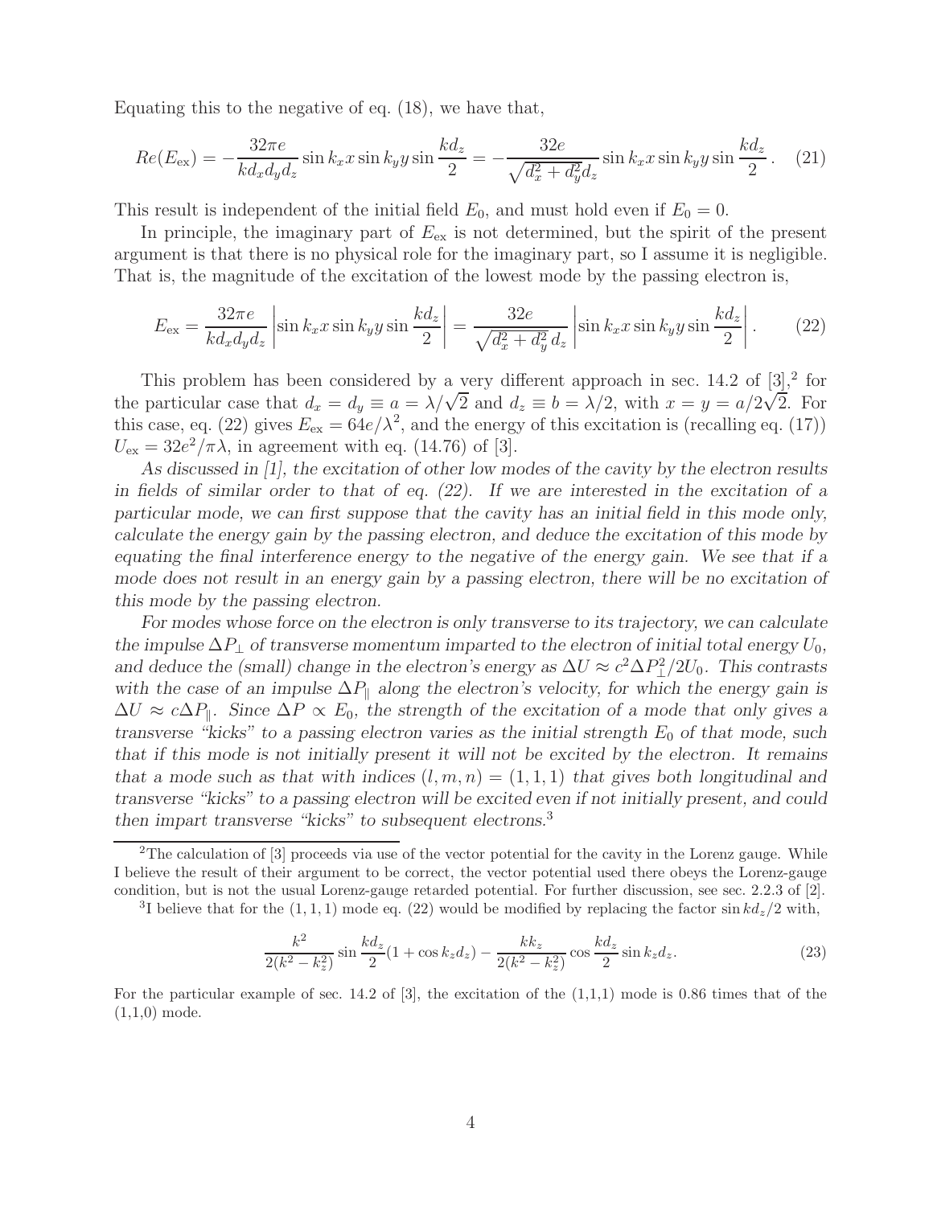Equating this to the negative of eq. (18), we have that,

$$
Re(E_{\rm ex}) = -\frac{32\pi e}{k d_x d_y d_z} \sin k_x x \sin k_y y \sin \frac{k d_z}{2} = -\frac{32 e}{\sqrt{d_x^2 + d_y^2} d_z} \sin k_x x \sin k_y y \sin \frac{k d_z}{2} . \quad (21)
$$

This result is independent of the initial field $E_0$, and must hold even if $E_0 = 0$.

In principle, the imaginary part of $E_{\rm ex}$ is not determined, but the spirit of the present argument is that there is no physical role for the imaginary part, so I assume it is negligible. That is, the magnitude of the excitation of the lowest mode by the passing electron is,

$$
E_{\rm ex} = \frac{32\pi e}{k d_x d_y d_z} \left| \sin k_x x \sin k_y y \sin \frac{k d_z}{2} \right| = \frac{32 e}{\sqrt{d_x^2 + d_y^2}\, d_z} \left| \sin k_x x \sin k_y y \sin \frac{k d_z}{2} \right| . \quad (22)
$$

This problem has been considered by a very different approach in sec. 14.2 of [3],[2] for the particular case that $d_x = d_y \equiv a = \lambda/\sqrt{2}$ and $d_z \equiv b = \lambda/2$, with $x = y = a/2\sqrt{2}$. For this case, eq. (22) gives $E_{\rm ex} = 64e/\lambda^2$, and the energy of this excitation is (recalling eq. (17)) $U_{\rm ex} = 32e^2/\pi\lambda$, in agreement with eq. (14.76) of [3].

*As discussed in [1], the excitation of other low modes of the cavity by the electron results in fields of similar order to that of eq. (22). If we are interested in the excitation of a particular mode, we can first suppose that the cavity has an initial field in this mode only, calculate the energy gain by the passing electron, and deduce the excitation of this mode by equating the final interference energy to the negative of the energy gain. We see that if a mode does not result in an energy gain by a passing electron, there will be no excitation of this mode by the passing electron.*

*For modes whose force on the electron is only transverse to its trajectory, we can calculate the impulse $\Delta P_\perp$ of transverse momentum imparted to the electron of initial total energy $U_0$, and deduce the (small) change in the electron's energy as $\Delta U \approx c^2 \Delta P_\perp^2 / 2U_0$. This contrasts with the case of an impulse $\Delta P_\parallel$ along the electron's velocity, for which the energy gain is $\Delta U \approx c \Delta P_\parallel$. Since $\Delta P \propto E_0$, the strength of the excitation of a mode that only gives a transverse "kicks" to a passing electron varies as the initial strength $E_0$ of that mode, such that if this mode is not initially present it will not be excited by the electron. It remains that a mode such as that with indices $(l, m, n) = (1, 1, 1)$ that gives both longitudinal and transverse "kicks" to a passing electron will be excited even if not initially present, and could then impart transverse "kicks" to subsequent electrons.*[3]

---

[2] The calculation of [3] proceeds via use of the vector potential for the cavity in the Lorenz gauge. While I believe the result of their argument to be correct, the vector potential used there obeys the Lorenz-gauge condition, but is not the usual Lorenz-gauge retarded potential. For further discussion, see sec. 2.2.3 of [2].

[3] I believe that for the $(1, 1, 1)$ mode eq. (22) would be modified by replacing the factor $\sin k d_z/2$ with,

$$
\frac{k^2}{2(k^2 - k_z^2)} \sin \frac{k d_z}{2} (1 + \cos k_z d_z) - \frac{k k_z}{2(k^2 - k_z^2)} \cos \frac{k d_z}{2} \sin k_z d_z . \quad (23)
$$

For the particular example of sec. 14.2 of [3], the excitation of the (1,1,1) mode is 0.86 times that of the (1,1,0) mode.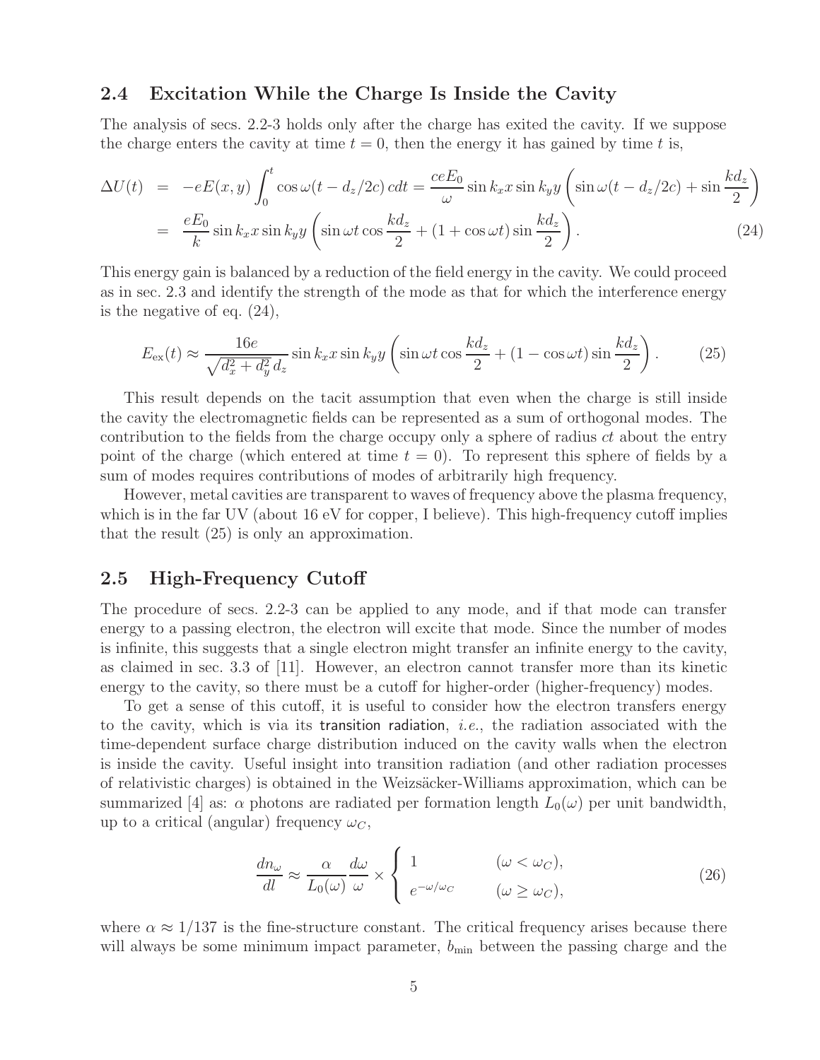### 2.4 Excitation While the Charge Is Inside the Cavity

The analysis of secs. 2.2-3 holds only after the charge has exited the cavity. If we suppose the charge enters the cavity at time $t = 0$, then the energy it has gained by time $t$ is,

$$
\begin{aligned}
\Delta U(t) &= -eE(x,y)\int_0^t \cos\omega(t - d_z/2c)\,cdt = \frac{ceE_0}{\omega}\sin k_x x \sin k_y y \left(\sin\omega(t - d_z/2c) + \sin\frac{kd_z}{2}\right) \\
&= \frac{eE_0}{k}\sin k_x x \sin k_y y \left(\sin\omega t \cos\frac{kd_z}{2} + (1 + \cos\omega t)\sin\frac{kd_z}{2}\right).
\end{aligned}
\tag{24}
$$

This energy gain is balanced by a reduction of the field energy in the cavity. We could proceed as in sec. 2.3 and identify the strength of the mode as that for which the interference energy is the negative of eq. (24),

$$
E_{\rm ex}(t) \approx \frac{16e}{\sqrt{d_x^2 + d_y^2}\,d_z}\sin k_x x \sin k_y y \left(\sin\omega t \cos\frac{kd_z}{2} + (1 - \cos\omega t)\sin\frac{kd_z}{2}\right). \tag{25}
$$

This result depends on the tacit assumption that even when the charge is still inside the cavity the electromagnetic fields can be represented as a sum of orthogonal modes. The contribution to the fields from the charge occupy only a sphere of radius $ct$ about the entry point of the charge (which entered at time $t = 0$). To represent this sphere of fields by a sum of modes requires contributions of modes of arbitrarily high frequency.

However, metal cavities are transparent to waves of frequency above the plasma frequency, which is in the far UV (about 16 eV for copper, I believe). This high-frequency cutoff implies that the result (25) is only an approximation.

### 2.5 High-Frequency Cutoff

The procedure of secs. 2.2-3 can be applied to any mode, and if that mode can transfer energy to a passing electron, the electron will excite that mode. Since the number of modes is infinite, this suggests that a single electron might transfer an infinite energy to the cavity, as claimed in sec. 3.3 of [11]. However, an electron cannot transfer more than its kinetic energy to the cavity, so there must be a cutoff for higher-order (higher-frequency) modes.

To get a sense of this cutoff, it is useful to consider how the electron transfers energy to the cavity, which is via its transition radiation, *i.e.*, the radiation associated with the time-dependent surface charge distribution induced on the cavity walls when the electron is inside the cavity. Useful insight into transition radiation (and other radiation processes of relativistic charges) is obtained in the Weizsäcker-Williams approximation, which can be summarized [4] as: $\alpha$ photons are radiated per formation length $L_0(\omega)$ per unit bandwidth, up to a critical (angular) frequency $\omega_C$,

$$
\frac{dn_\omega}{dl} \approx \frac{\alpha}{L_0(\omega)}\frac{d\omega}{\omega} \times \begin{cases} 1 & (\omega < \omega_C), \\ e^{-\omega/\omega_C} & (\omega \geq \omega_C), \end{cases} \tag{26}
$$

where $\alpha \approx 1/137$ is the fine-structure constant. The critical frequency arises because there will always be some minimum impact parameter, $b_{\rm min}$ between the passing charge and the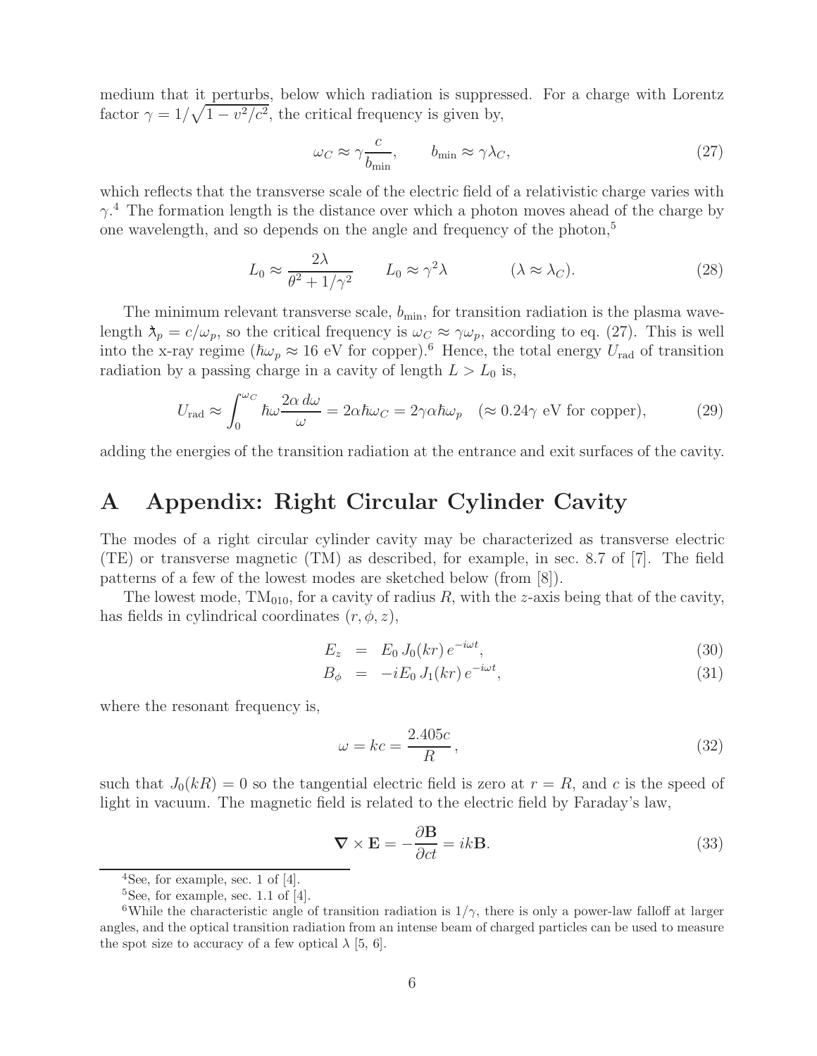medium that it perturbs, below which radiation is suppressed. For a charge with Lorentz factor $\gamma = 1/\sqrt{1 - v^2/c^2}$, the critical frequency is given by,

$$\omega_C \approx \gamma \frac{c}{b_{\min}}, \qquad b_{\min} \approx \gamma \lambda_C, \tag{27}$$

which reflects that the transverse scale of the electric field of a relativistic charge varies with $\gamma$.[4] The formation length is the distance over which a photon moves ahead of the charge by one wavelength, and so depends on the angle and frequency of the photon,[5]

$$L_0 \approx \frac{2\lambda}{\theta^2 + 1/\gamma^2} \qquad L_0 \approx \gamma^2 \lambda \qquad\qquad (\lambda \approx \lambda_C). \tag{28}$$

The minimum relevant transverse scale, $b_{\min}$, for transition radiation is the plasma wavelength $\lambda\!\!\!^{-}_p = c/\omega_p$, so the critical frequency is $\omega_C \approx \gamma \omega_p$, according to eq. (27). This is well into the x-ray regime ($\hbar\omega_p \approx 16$ eV for copper).[6] Hence, the total energy $U_{\rm rad}$ of transition radiation by a passing charge in a cavity of length $L > L_0$ is,

$$U_{\rm rad} \approx \int_0^{\omega_C} \hbar\omega \frac{2\alpha\, d\omega}{\omega} = 2\alpha\hbar\omega_C = 2\gamma\alpha\hbar\omega_p \quad (\approx 0.24\gamma \text{ eV for copper}), \tag{29}$$

adding the energies of the transition radiation at the entrance and exit surfaces of the cavity.

# A Appendix: Right Circular Cylinder Cavity

The modes of a right circular cylinder cavity may be characterized as transverse electric (TE) or transverse magnetic (TM) as described, for example, in sec. 8.7 of [7]. The field patterns of a few of the lowest modes are sketched below (from [8]).

The lowest mode, $\text{TM}_{010}$, for a cavity of radius $R$, with the $z$-axis being that of the cavity, has fields in cylindrical coordinates $(r, \phi, z)$,

$$E_z = E_0\, J_0(kr)\, e^{-i\omega t}, \tag{30}$$

$$B_\phi = -iE_0\, J_1(kr)\, e^{-i\omega t}, \tag{31}$$

where the resonant frequency is,

$$\omega = kc = \frac{2.405c}{R}, \tag{32}$$

such that $J_0(kR) = 0$ so the tangential electric field is zero at $r = R$, and $c$ is the speed of light in vacuum. The magnetic field is related to the electric field by Faraday's law,

$$\boldsymbol{\nabla} \times \mathbf{E} = -\frac{\partial \mathbf{B}}{\partial ct} = ik\mathbf{B}. \tag{33}$$

---

[4] See, for example, sec. 1 of [4].

[5] See, for example, sec. 1.1 of [4].

[6] While the characteristic angle of transition radiation is $1/\gamma$, there is only a power-law falloff at larger angles, and the optical transition radiation from an intense beam of charged particles can be used to measure the spot size to accuracy of a few optical $\lambda$ [5, 6].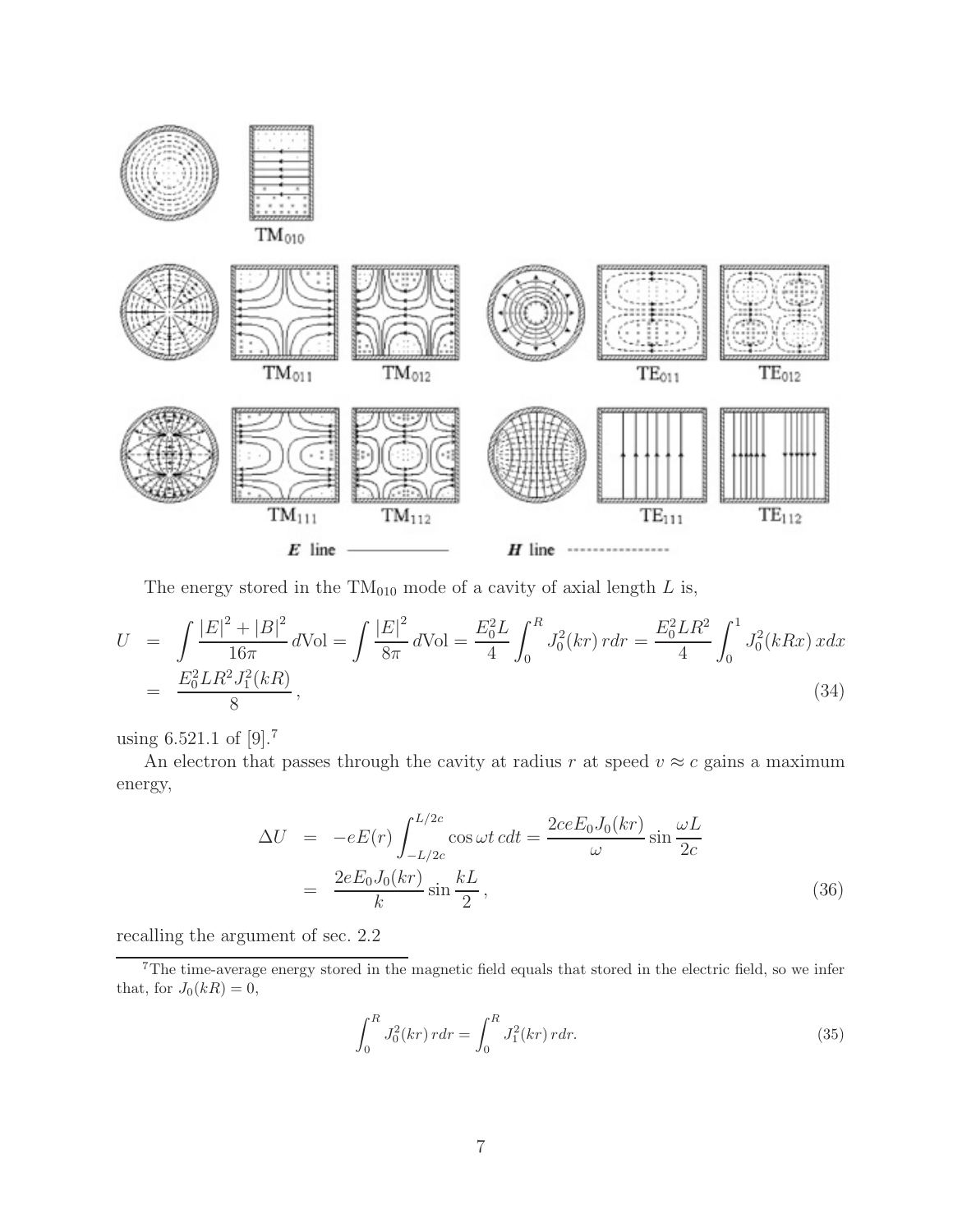TM$_{010}$

TM$_{011}$ TM$_{012}$ TE$_{011}$ TE$_{012}$

TM$_{111}$ TM$_{112}$ TE$_{111}$ TE$_{112}$

$\boldsymbol{E}$ line ——————  $\boldsymbol{H}$ line - - - - - - - - - -

The energy stored in the TM$_{010}$ mode of a cavity of axial length $L$ is,

$$
\begin{aligned}
U &= \int \frac{|E|^2 + |B|^2}{16\pi} \, d\mathrm{Vol} = \int \frac{|E|^2}{8\pi} \, d\mathrm{Vol} = \frac{E_0^2 L}{4} \int_0^R J_0^2(kr) \, r dr = \frac{E_0^2 L R^2}{4} \int_0^1 J_0^2(kRx) \, x dx \\
&= \frac{E_0^2 L R^2 J_1^2(kR)}{8} \,, \qquad (34)
\end{aligned}
$$

using 6.521.1 of [9].[7]

An electron that passes through the cavity at radius $r$ at speed $v \approx c$ gains a maximum energy,

$$
\begin{aligned}
\Delta U &= -eE(r) \int_{-L/2c}^{L/2c} \cos \omega t \, c dt = \frac{2ceE_0 J_0(kr)}{\omega} \sin \frac{\omega L}{2c} \\
&= \frac{2eE_0 J_0(kr)}{k} \sin \frac{kL}{2} \,, \qquad (36)
\end{aligned}
$$

recalling the argument of sec. 2.2

---

[7]The time-average energy stored in the magnetic field equals that stored in the electric field, so we infer that, for $J_0(kR) = 0$,

$$
\int_0^R J_0^2(kr) \, r dr = \int_0^R J_1^2(kr) \, r dr. \qquad (35)
$$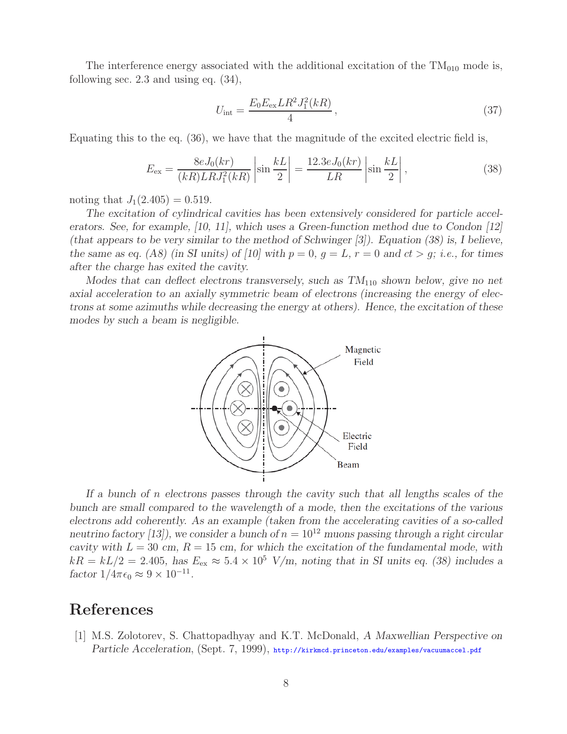The interference energy associated with the additional excitation of the $\mathrm{TM}_{010}$ mode is, following sec. 2.3 and using eq. (34),

$$U_{\mathrm{int}} = \frac{E_0 E_{\mathrm{ex}} L R^2 J_1^2(kR)}{4}, \tag{37}$$

Equating this to the eq. (36), we have that the magnitude of the excited electric field is,

$$E_{\mathrm{ex}} = \frac{8eJ_0(kr)}{(kR)LRJ_1^2(kR)} \left| \sin \frac{kL}{2} \right| = \frac{12.3eJ_0(kr)}{LR} \left| \sin \frac{kL}{2} \right|, \tag{38}$$

noting that $J_1(2.405) = 0.519$.

*The excitation of cylindrical cavities has been extensively considered for particle accelerators. See, for example, [10, 11], which uses a Green-function method due to Condon [12] (that appears to be very similar to the method of Schwinger [3]). Equation (38) is, I believe, the same as eq. (A8) (in SI units) of [10] with $p = 0$, $g = L$, $r = 0$ and $ct > g$; i.e., for times after the charge has exited the cavity.*

*Modes that can deflect electrons transversely, such as $TM_{110}$ shown below, give no net axial acceleration to an axially symmetric beam of electrons (increasing the energy of electrons at some azimuths while decreasing the energy at others). Hence, the excitation of these modes by such a beam is negligible.*

*If a bunch of $n$ electrons passes through the cavity such that all lengths scales of the bunch are small compared to the wavelength of a mode, then the excitations of the various electrons add coherently. As an example (taken from the accelerating cavities of a so-called neutrino factory [13]), we consider a bunch of $n = 10^{12}$ muons passing through a right circular cavity with $L = 30$ cm, $R = 15$ cm, for which the excitation of the fundamental mode, with $kR = kL/2 = 2.405$, has $E_{\mathrm{ex}} \approx 5.4 \times 10^5$ V/m, noting that in SI units eq. (38) includes a factor $1/4\pi\epsilon_0 \approx 9 \times 10^{-11}$.*

## References

[1] M.S. Zolotorev, S. Chattopadhyay and K.T. McDonald, *A Maxwellian Perspective on Particle Acceleration*, (Sept. 7, 1999), http://kirkmcd.princeton.edu/examples/vacuumaccel.pdf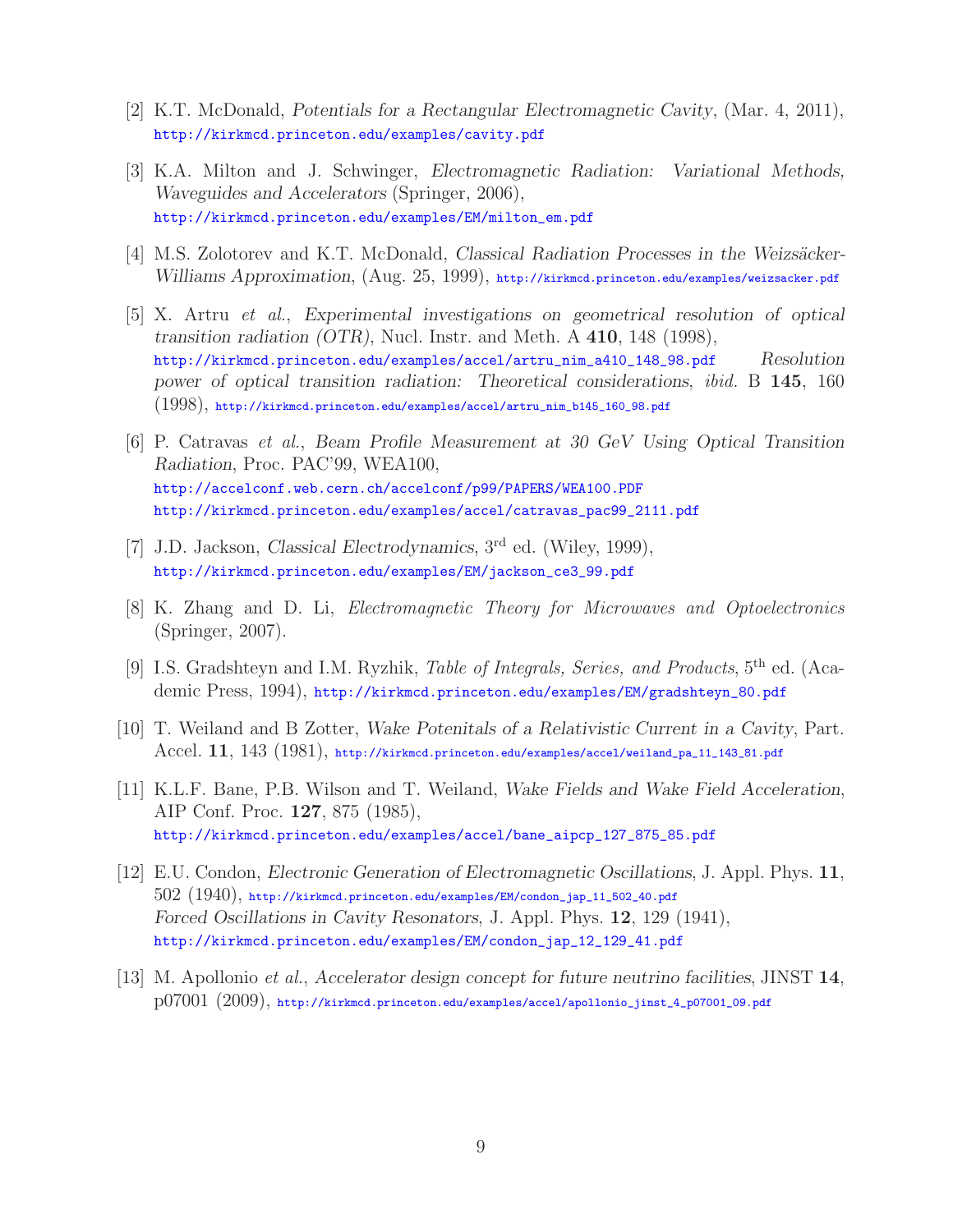[2] K.T. McDonald, *Potentials for a Rectangular Electromagnetic Cavity*, (Mar. 4, 2011), http://kirkmcd.princeton.edu/examples/cavity.pdf

[3] K.A. Milton and J. Schwinger, *Electromagnetic Radiation: Variational Methods, Waveguides and Accelerators* (Springer, 2006), http://kirkmcd.princeton.edu/examples/EM/milton_em.pdf

[4] M.S. Zolotorev and K.T. McDonald, *Classical Radiation Processes in the Weizsäcker-Williams Approximation*, (Aug. 25, 1999), http://kirkmcd.princeton.edu/examples/weizsacker.pdf

[5] X. Artru *et al.*, *Experimental investigations on geometrical resolution of optical transition radiation (OTR)*, Nucl. Instr. and Meth. A **410**, 148 (1998), http://kirkmcd.princeton.edu/examples/accel/artru_nim_a410_148_98.pdf *Resolution power of optical transition radiation: Theoretical considerations*, *ibid.* B **145**, 160 (1998), http://kirkmcd.princeton.edu/examples/accel/artru_nim_b145_160_98.pdf

[6] P. Catravas *et al.*, *Beam Profile Measurement at 30 GeV Using Optical Transition Radiation*, Proc. PAC'99, WEA100, http://accelconf.web.cern.ch/accelconf/p99/PAPERS/WEA100.PDF http://kirkmcd.princeton.edu/examples/accel/catravas_pac99_2111.pdf

[7] J.D. Jackson, *Classical Electrodynamics*, 3rd ed. (Wiley, 1999), http://kirkmcd.princeton.edu/examples/EM/jackson_ce3_99.pdf

[8] K. Zhang and D. Li, *Electromagnetic Theory for Microwaves and Optoelectronics* (Springer, 2007).

[9] I.S. Gradshteyn and I.M. Ryzhik, *Table of Integrals, Series, and Products*, 5th ed. (Academic Press, 1994), http://kirkmcd.princeton.edu/examples/EM/gradshteyn_80.pdf

[10] T. Weiland and B Zotter, *Wake Potenitals of a Relativistic Current in a Cavity*, Part. Accel. **11**, 143 (1981), http://kirkmcd.princeton.edu/examples/accel/weiland_pa_11_143_81.pdf

[11] K.L.F. Bane, P.B. Wilson and T. Weiland, *Wake Fields and Wake Field Acceleration*, AIP Conf. Proc. **127**, 875 (1985), http://kirkmcd.princeton.edu/examples/accel/bane_aipcp_127_875_85.pdf

[12] E.U. Condon, *Electronic Generation of Electromagnetic Oscillations*, J. Appl. Phys. **11**, 502 (1940), http://kirkmcd.princeton.edu/examples/EM/condon_jap_11_502_40.pdf *Forced Oscillations in Cavity Resonators*, J. Appl. Phys. **12**, 129 (1941), http://kirkmcd.princeton.edu/examples/EM/condon_jap_12_129_41.pdf

[13] M. Apollonio *et al.*, *Accelerator design concept for future neutrino facilities*, JINST **14**, p07001 (2009), http://kirkmcd.princeton.edu/examples/accel/apollonio_jinst_4_p07001_09.pdf